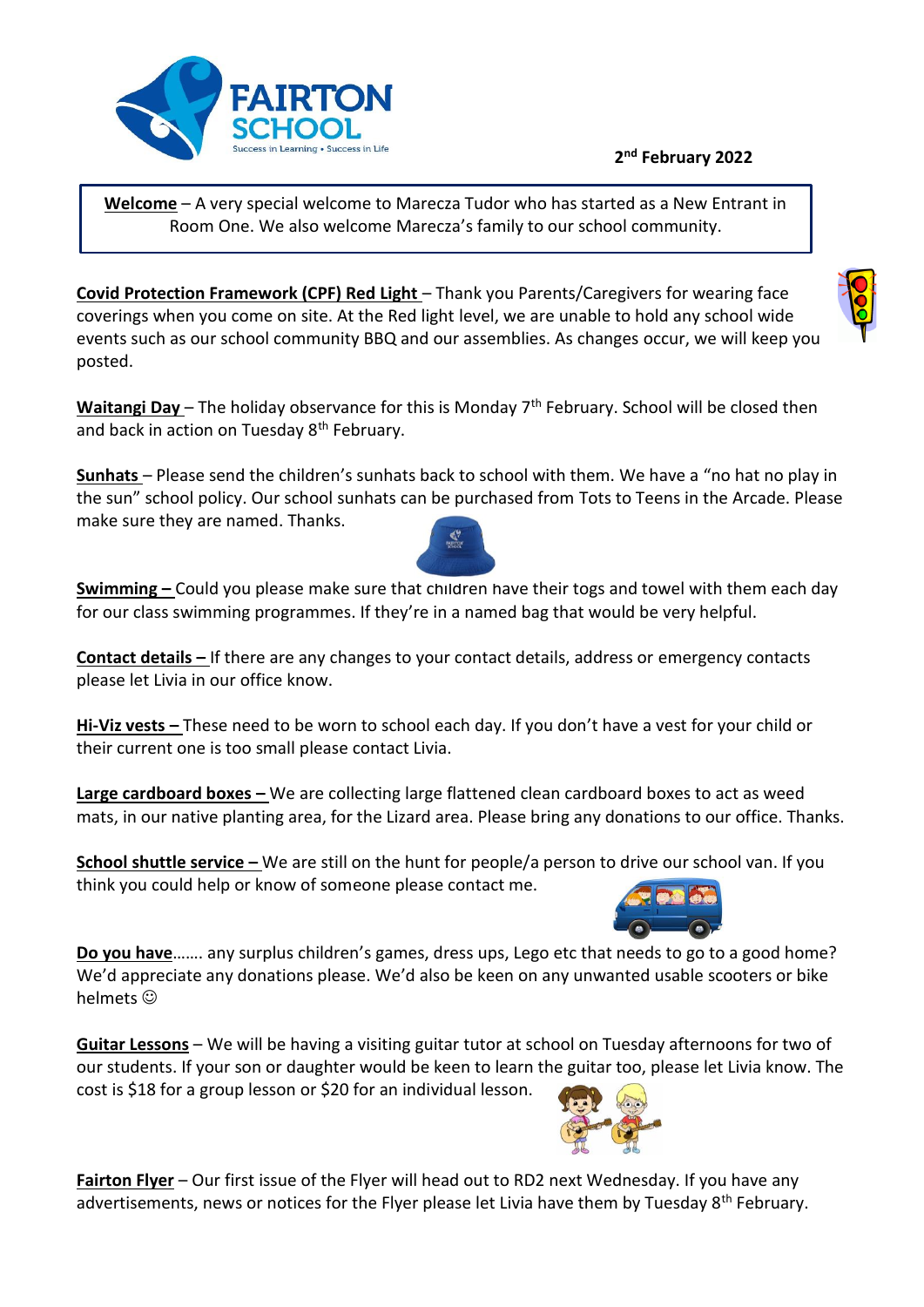**FAIRTON SCHOOL**

Success in Learning • Success in Life

**2nd February 2022**

**Welcome** – A very special welcome to Marecza Tudor who has started as a New Entrant in Room One. We also welcome Marecza's family to our school community.

**Covid Protection Framework (CPF) Red Light** – Thank you Parents/Caregivers for wearing face coverings when you come on site. At the Red light level, we are unable to hold any school wide events such as our school community BBQ and our assemblies. As changes occur, we will keep you posted.

**Waitangi Day** – The holiday observance for this is Monday 7th February. School will be closed then and back in action on Tuesday 8th February.

**Sunhats** – Please send the children's sunhats back to school with them. We have a "no hat no play in the sun" school policy. Our school sunhats can be purchased from Tots to Teens in the Arcade. Please make sure they are named. Thanks.

**Swimming** – Could you please make sure that children have their togs and towel with them each day for our class swimming programmes. If they're in a named bag that would be very helpful.

**Contact details** – If there are any changes to your contact details, address or emergency contacts please let Livia in our office know.

**Hi-Viz vests** – These need to be worn to school each day. If you don't have a vest for your child or their current one is too small please contact Livia.

**Large cardboard boxes** – We are collecting large flattened clean cardboard boxes to act as weed mats, in our native planting area, for the Lizard area. Please bring any donations to our office. Thanks.

**School shuttle service** – We are still on the hunt for people/a person to drive our school van. If you think you could help or know of someone please contact me.

**Do you have**……. any surplus children's games, dress ups, Lego etc that needs to go to a good home? We'd appreciate any donations please. We'd also be keen on any unwanted usable scooters or bike helmets ☺

**Guitar Lessons** – We will be having a visiting guitar tutor at school on Tuesday afternoons for two of our students. If your son or daughter would be keen to learn the guitar too, please let Livia know. The cost is $18 for a group lesson or $20 for an individual lesson.

**Fairton Flyer** – Our first issue of the Flyer will head out to RD2 next Wednesday. If you have any advertisements, news or notices for the Flyer please let Livia have them by Tuesday 8th February.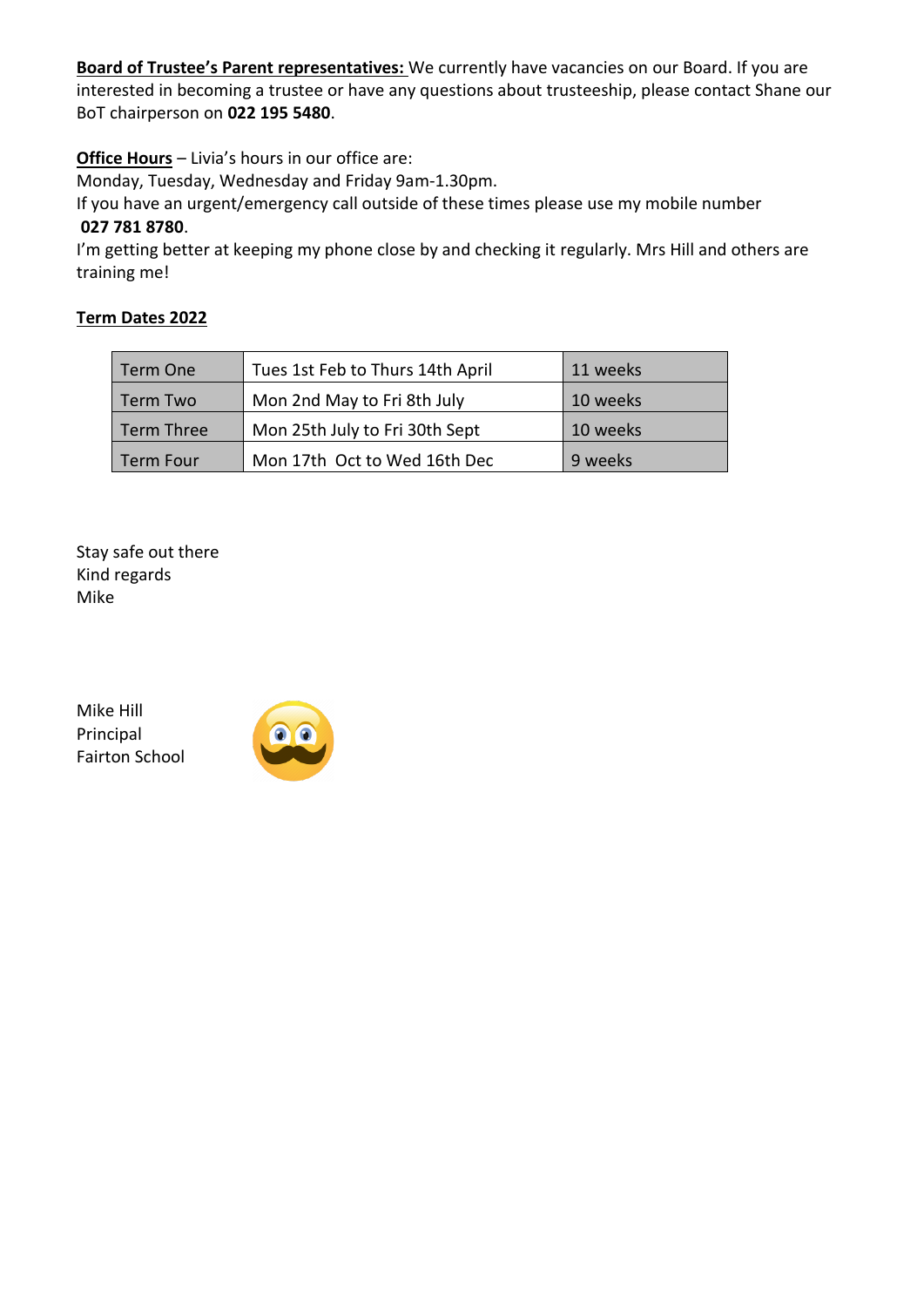**Board of Trustee's Parent representatives:** We currently have vacancies on our Board. If you are interested in becoming a trustee or have any questions about trusteeship, please contact Shane our BoT chairperson on **022 195 5480**.

**Office Hours** – Livia's hours in our office are:
Monday, Tuesday, Wednesday and Friday 9am-1.30pm.
If you have an urgent/emergency call outside of these times please use my mobile number **027 781 8780**.
I'm getting better at keeping my phone close by and checking it regularly. Mrs Hill and others are training me!

**Term Dates 2022**

| | | |
|---|---|---|
| Term One | Tues 1st Feb to Thurs 14th April | 11 weeks |
| Term Two | Mon 2nd May to Fri 8th July | 10 weeks |
| Term Three | Mon 25th July to Fri 30th Sept | 10 weeks |
| Term Four | Mon 17th Oct to Wed 16th Dec | 9 weeks |

Stay safe out there
Kind regards
Mike

Mike Hill
Principal
Fairton School